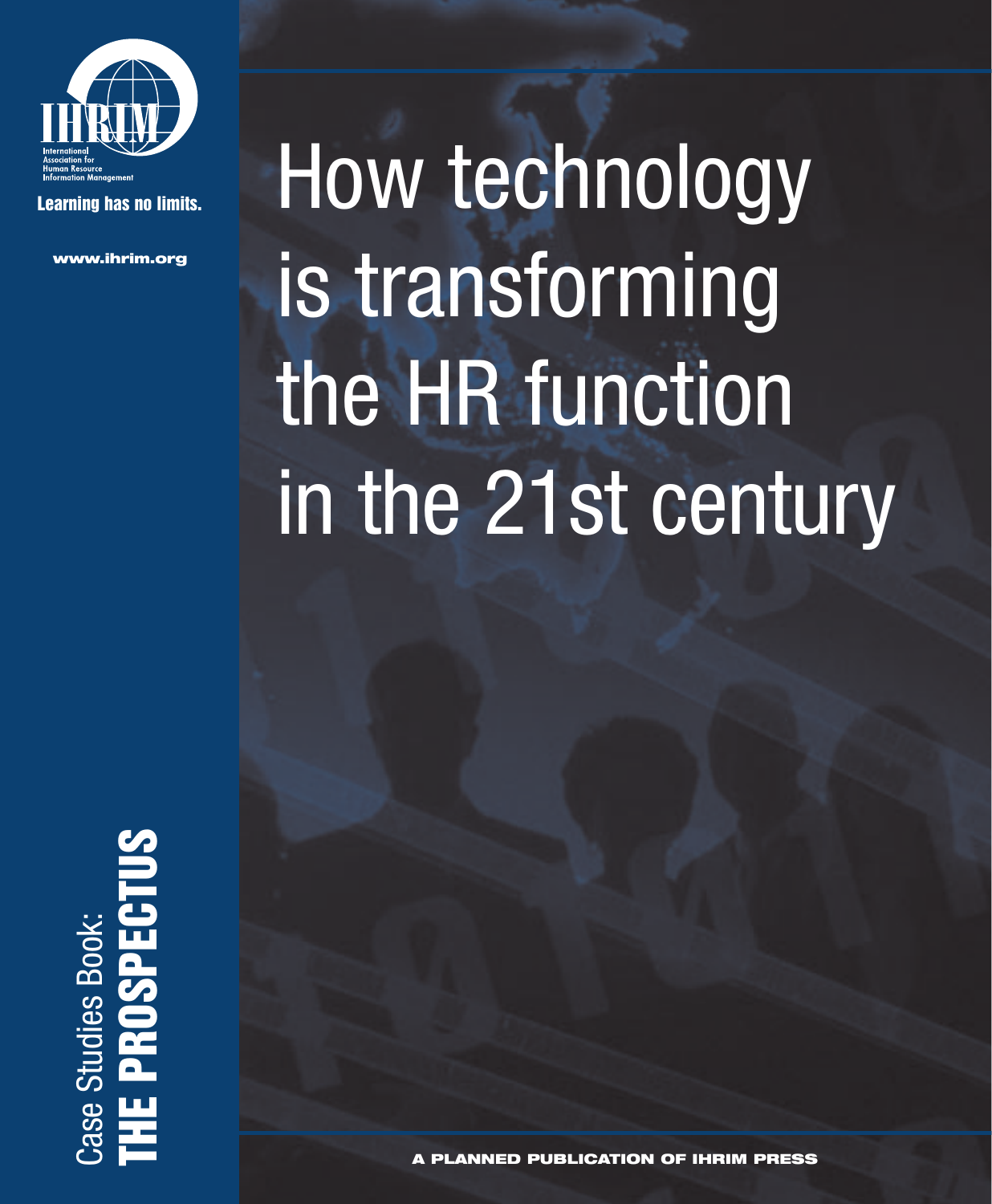IHRIM

International Association for Human Resource Information Management

Learning has no limits.

www.ihrim.org

# How technology is transforming the HR function in the 21st century

Case Studies Book: **THE PROSPECTUS**

**A PLANNED PUBLICATION OF IHRIM PRESS**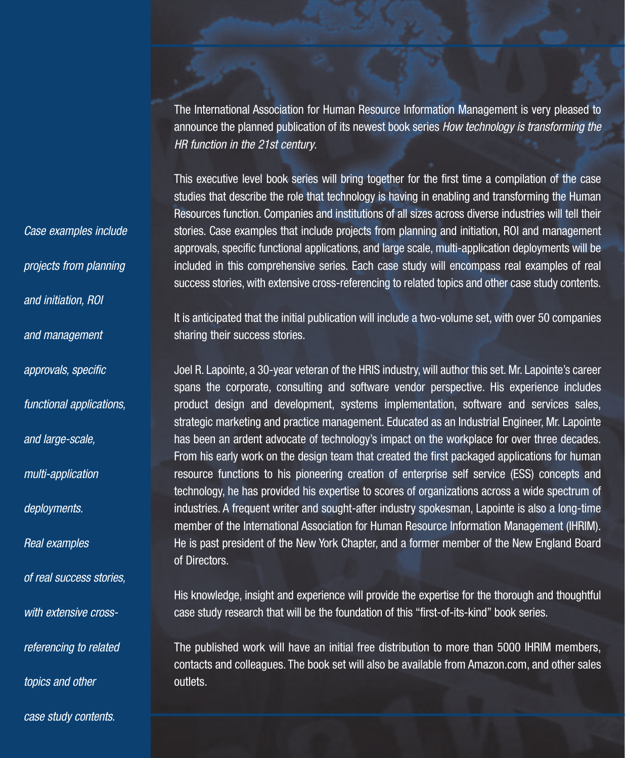*Case examples include projects from planning and initiation, ROI and management approvals, specific functional applications, and large-scale, multi-application deployments. Real examples of real success stories, with extensive cross-referencing to related topics and other case study contents.*

The International Association for Human Resource Information Management is very pleased to announce the planned publication of its newest book series *How technology is transforming the HR function in the 21st century*.

This executive level book series will bring together for the first time a compilation of the case studies that describe the role that technology is having in enabling and transforming the Human Resources function. Companies and institutions of all sizes across diverse industries will tell their stories. Case examples that include projects from planning and initiation, ROI and management approvals, specific functional applications, and large scale, multi-application deployments will be included in this comprehensive series. Each case study will encompass real examples of real success stories, with extensive cross-referencing to related topics and other case study contents.

It is anticipated that the initial publication will include a two-volume set, with over 50 companies sharing their success stories.

Joel R. Lapointe, a 30-year veteran of the HRIS industry, will author this set. Mr. Lapointe's career spans the corporate, consulting and software vendor perspective. His experience includes product design and development, systems implementation, software and services sales, strategic marketing and practice management. Educated as an Industrial Engineer, Mr. Lapointe has been an ardent advocate of technology's impact on the workplace for over three decades. From his early work on the design team that created the first packaged applications for human resource functions to his pioneering creation of enterprise self service (ESS) concepts and technology, he has provided his expertise to scores of organizations across a wide spectrum of industries. A frequent writer and sought-after industry spokesman, Lapointe is also a long-time member of the International Association for Human Resource Information Management (IHRIM). He is past president of the New York Chapter, and a former member of the New England Board of Directors.

His knowledge, insight and experience will provide the expertise for the thorough and thoughtful case study research that will be the foundation of this "first-of-its-kind" book series.

The published work will have an initial free distribution to more than 5000 IHRIM members, contacts and colleagues. The book set will also be available from Amazon.com, and other sales outlets.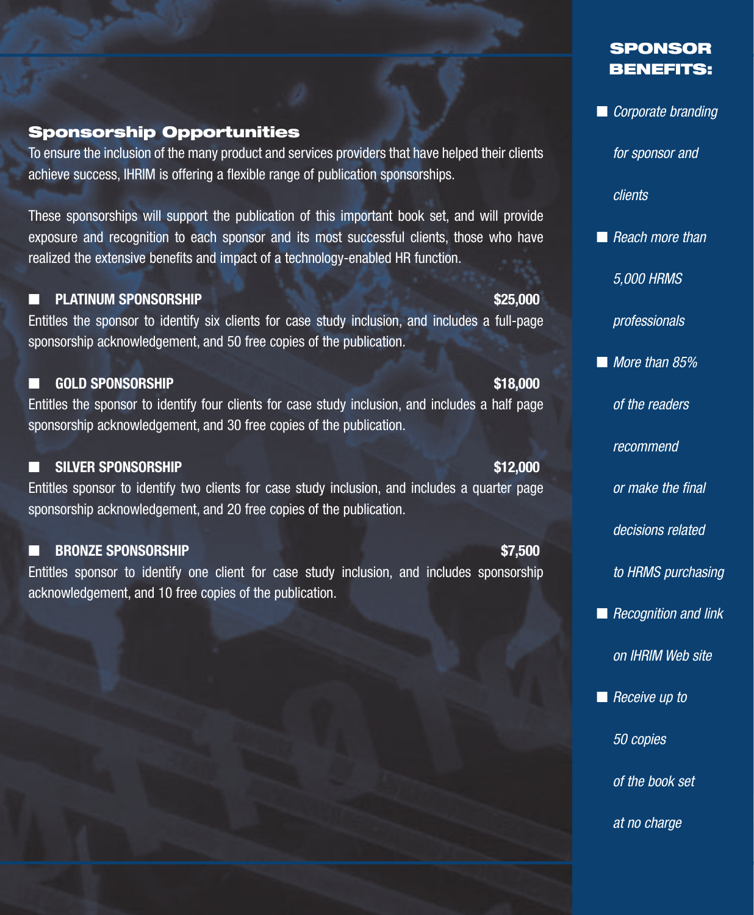## Sponsorship Opportunities

To ensure the inclusion of the many product and services providers that have helped their clients achieve success, IHRIM is offering a flexible range of publication sponsorships.

These sponsorships will support the publication of this important book set, and will provide exposure and recognition to each sponsor and its most successful clients, those who have realized the extensive benefits and impact of a technology-enabled HR function.

### PLATINUM SPONSORSHIP — $25,000

Entitles the sponsor to identify six clients for case study inclusion, and includes a full-page sponsorship acknowledgement, and 50 free copies of the publication.

### GOLD SPONSORSHIP — $18,000

Entitles the sponsor to identify four clients for case study inclusion, and includes a half page sponsorship acknowledgement, and 30 free copies of the publication.

### SILVER SPONSORSHIP — $12,000

Entitles sponsor to identify two clients for case study inclusion, and includes a quarter page sponsorship acknowledgement, and 20 free copies of the publication.

### BRONZE SPONSORSHIP — $7,500

Entitles sponsor to identify one client for case study inclusion, and includes sponsorship acknowledgement, and 10 free copies of the publication.

## SPONSOR BENEFITS:

- *Corporate branding for sponsor and clients*
- *Reach more than 5,000 HRMS professionals*
- *More than 85% of the readers recommend or make the final decisions related to HRMS purchasing*
- *Recognition and link on IHRIM Web site*
- *Receive up to 50 copies of the book set at no charge*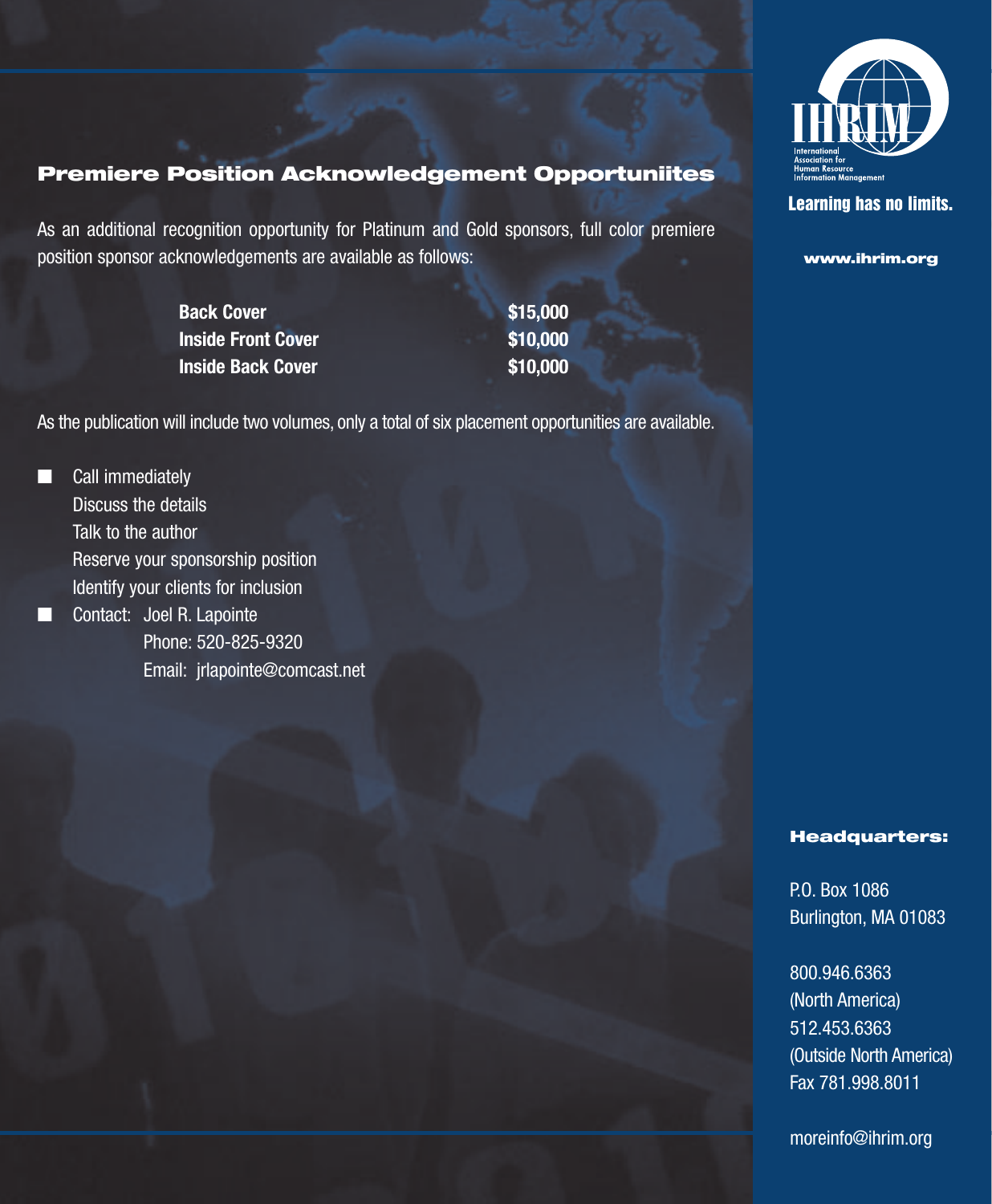## Premiere Position Acknowledgement Opportuniites

As an additional recognition opportunity for Platinum and Gold sponsors, full color premiere position sponsor acknowledgements are available as follows:

| | |
|---|---|
| **Back Cover** | **$15,000** |
| **Inside Front Cover** | **$10,000** |
| **Inside Back Cover** | **$10,000** |

As the publication will include two volumes, only a total of six placement opportunities are available.

- Call immediately
  Discuss the details
  Talk to the author
  Reserve your sponsorship position
  Identify your clients for inclusion
- Contact: Joel R. Lapointe
  Phone: 520-825-9320
  Email: jrlapointe@comcast.net

IHRIM
International Association for Human Resource Information Management

**Learning has no limits.**

**www.ihrim.org**

**Headquarters:**

P.O. Box 1086
Burlington, MA 01083

800.946.6363
(North America)
512.453.6363
(Outside North America)
Fax 781.998.8011

moreinfo@ihrim.org